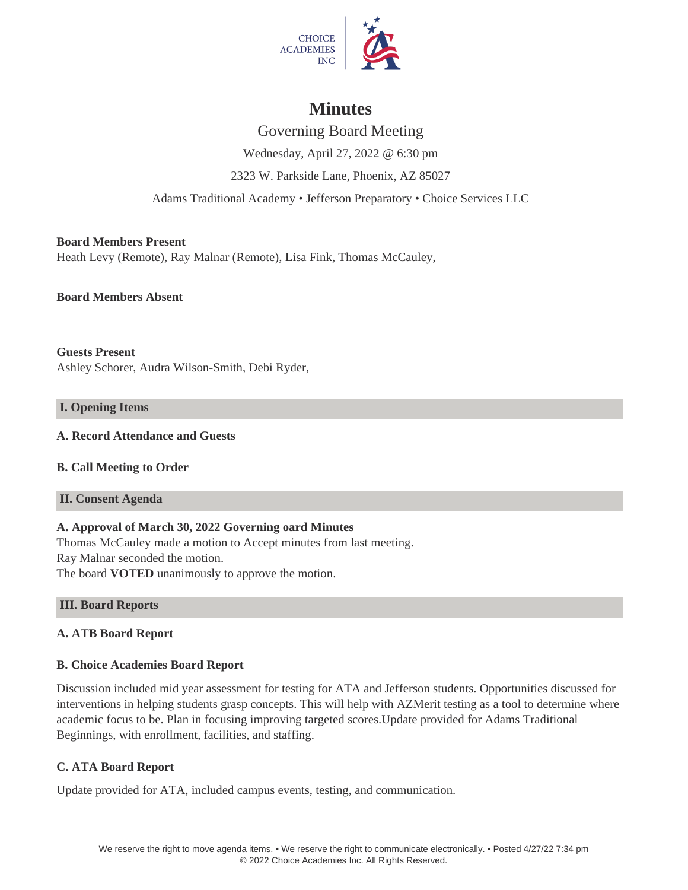CHOICE ACADEMIES INC

# Minutes

## Governing Board Meeting

Wednesday, April 27, 2022 @ 6:30 pm

2323 W. Parkside Lane, Phoenix, AZ 85027

Adams Traditional Academy • Jefferson Preparatory • Choice Services LLC

**Board Members Present**
Heath Levy (Remote), Ray Malnar (Remote), Lisa Fink, Thomas McCauley,

**Board Members Absent**

**Guests Present**
Ashley Schorer, Audra Wilson-Smith, Debi Ryder,

### I. Opening Items

**A. Record Attendance and Guests**

**B. Call Meeting to Order**

### II. Consent Agenda

**A. Approval of March 30, 2022 Governing oard Minutes**
Thomas McCauley made a motion to Accept minutes from last meeting.
Ray Malnar seconded the motion.
The board **VOTED** unanimously to approve the motion.

### III. Board Reports

**A. ATB Board Report**

**B. Choice Academies Board Report**

Discussion included mid year assessment for testing for ATA and Jefferson students. Opportunities discussed for interventions in helping students grasp concepts. This will help with AZMerit testing as a tool to determine where academic focus to be. Plan in focusing improving targeted scores.Update provided for Adams Traditional Beginnings, with enrollment, facilities, and staffing.

**C. ATA Board Report**

Update provided for ATA, included campus events, testing, and communication.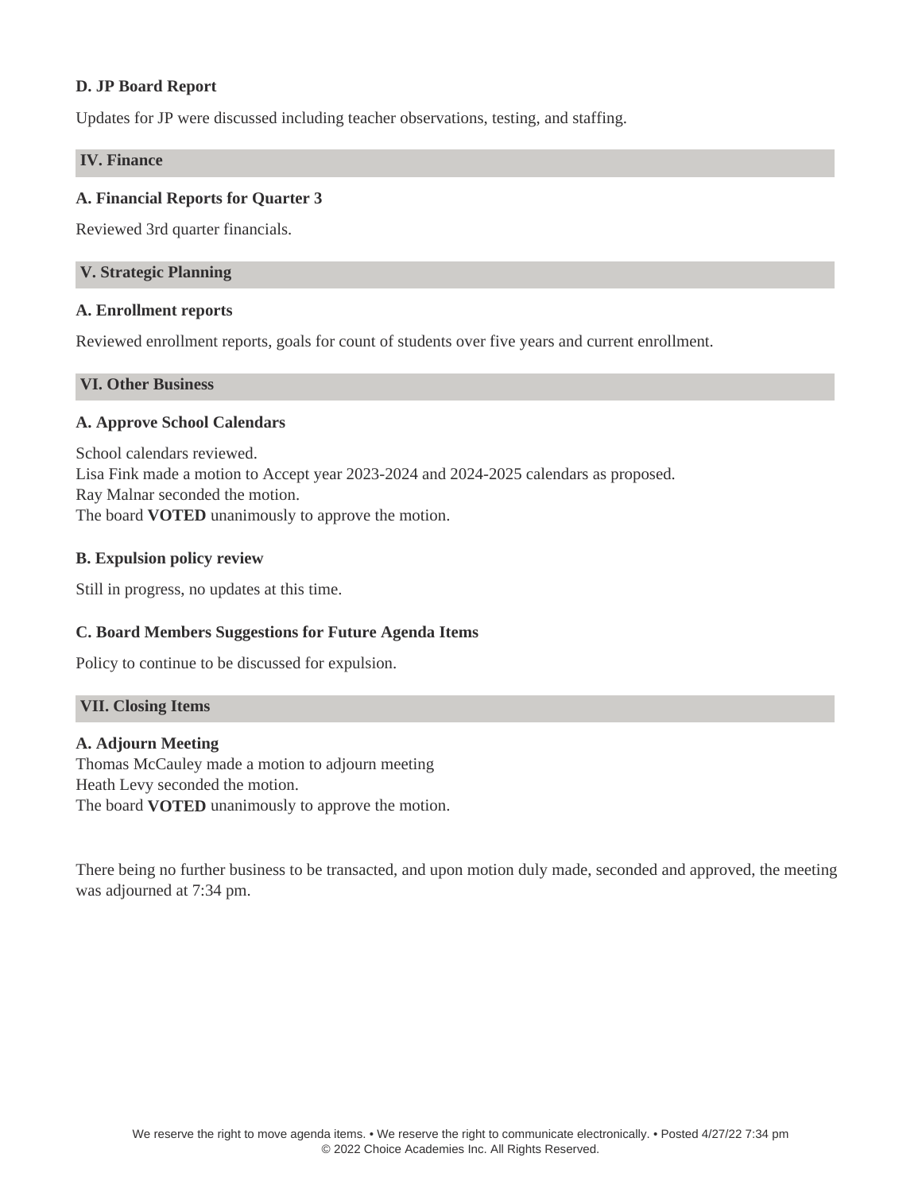### D. JP Board Report

Updates for JP were discussed including teacher observations, testing, and staffing.

## IV. Finance

### A. Financial Reports for Quarter 3

Reviewed 3rd quarter financials.

## V. Strategic Planning

### A. Enrollment reports

Reviewed enrollment reports, goals for count of students over five years and current enrollment.

## VI. Other Business

### A. Approve School Calendars

School calendars reviewed.
Lisa Fink made a motion to Accept year 2023-2024 and 2024-2025 calendars as proposed.
Ray Malnar seconded the motion.
The board **VOTED** unanimously to approve the motion.

### B. Expulsion policy review

Still in progress, no updates at this time.

### C. Board Members Suggestions for Future Agenda Items

Policy to continue to be discussed for expulsion.

## VII. Closing Items

### A. Adjourn Meeting

Thomas McCauley made a motion to adjourn meeting
Heath Levy seconded the motion.
The board **VOTED** unanimously to approve the motion.

There being no further business to be transacted, and upon motion duly made, seconded and approved, the meeting was adjourned at 7:34 pm.